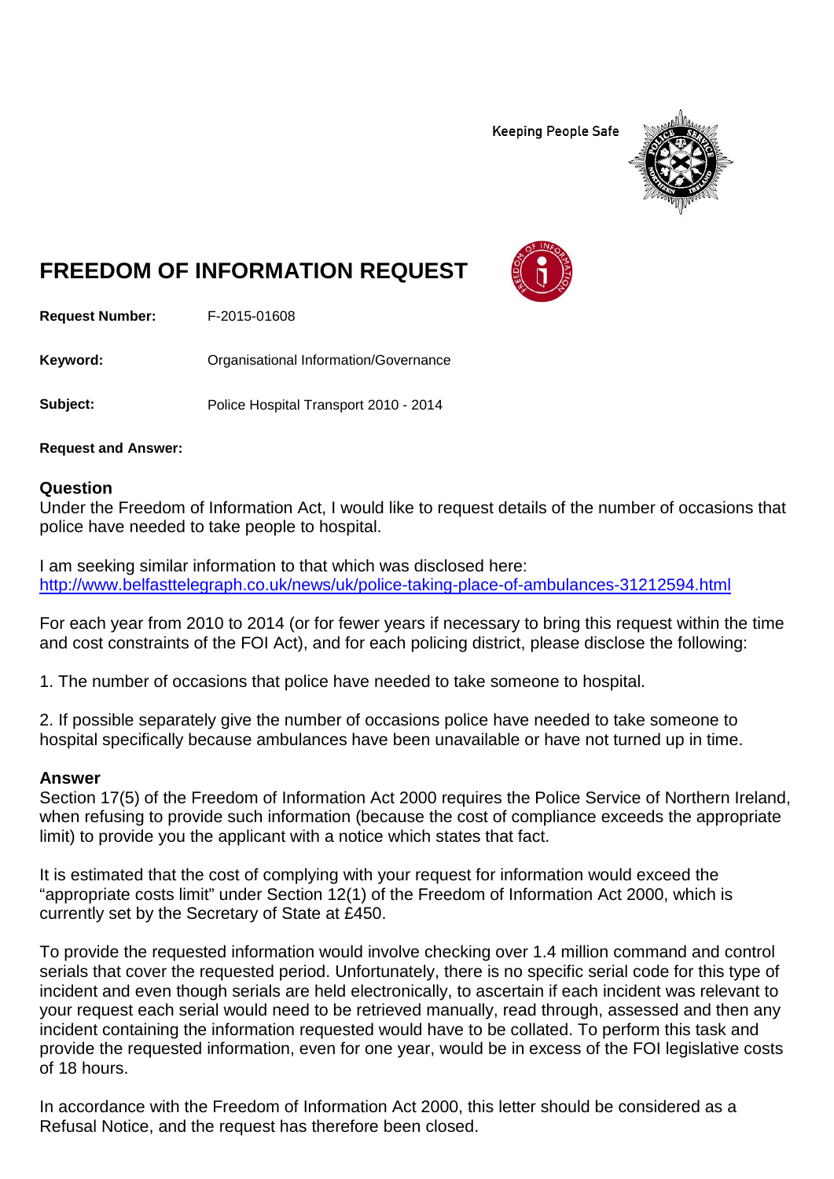Keeping People Safe

# FREEDOM OF INFORMATION REQUEST

**Request Number:** F-2015-01608

**Keyword:** Organisational Information/Governance

**Subject:** Police Hospital Transport 2010 - 2014

**Request and Answer:**

## Question

Under the Freedom of Information Act, I would like to request details of the number of occasions that police have needed to take people to hospital.

I am seeking similar information to that which was disclosed here: http://www.belfasttelegraph.co.uk/news/uk/police-taking-place-of-ambulances-31212594.html

For each year from 2010 to 2014 (or for fewer years if necessary to bring this request within the time and cost constraints of the FOI Act), and for each policing district, please disclose the following:

1. The number of occasions that police have needed to take someone to hospital.

2. If possible separately give the number of occasions police have needed to take someone to hospital specifically because ambulances have been unavailable or have not turned up in time.

## Answer

Section 17(5) of the Freedom of Information Act 2000 requires the Police Service of Northern Ireland, when refusing to provide such information (because the cost of compliance exceeds the appropriate limit) to provide you the applicant with a notice which states that fact.

It is estimated that the cost of complying with your request for information would exceed the "appropriate costs limit" under Section 12(1) of the Freedom of Information Act 2000, which is currently set by the Secretary of State at £450.

To provide the requested information would involve checking over 1.4 million command and control serials that cover the requested period. Unfortunately, there is no specific serial code for this type of incident and even though serials are held electronically, to ascertain if each incident was relevant to your request each serial would need to be retrieved manually, read through, assessed and then any incident containing the information requested would have to be collated. To perform this task and provide the requested information, even for one year, would be in excess of the FOI legislative costs of 18 hours.

In accordance with the Freedom of Information Act 2000, this letter should be considered as a Refusal Notice, and the request has therefore been closed.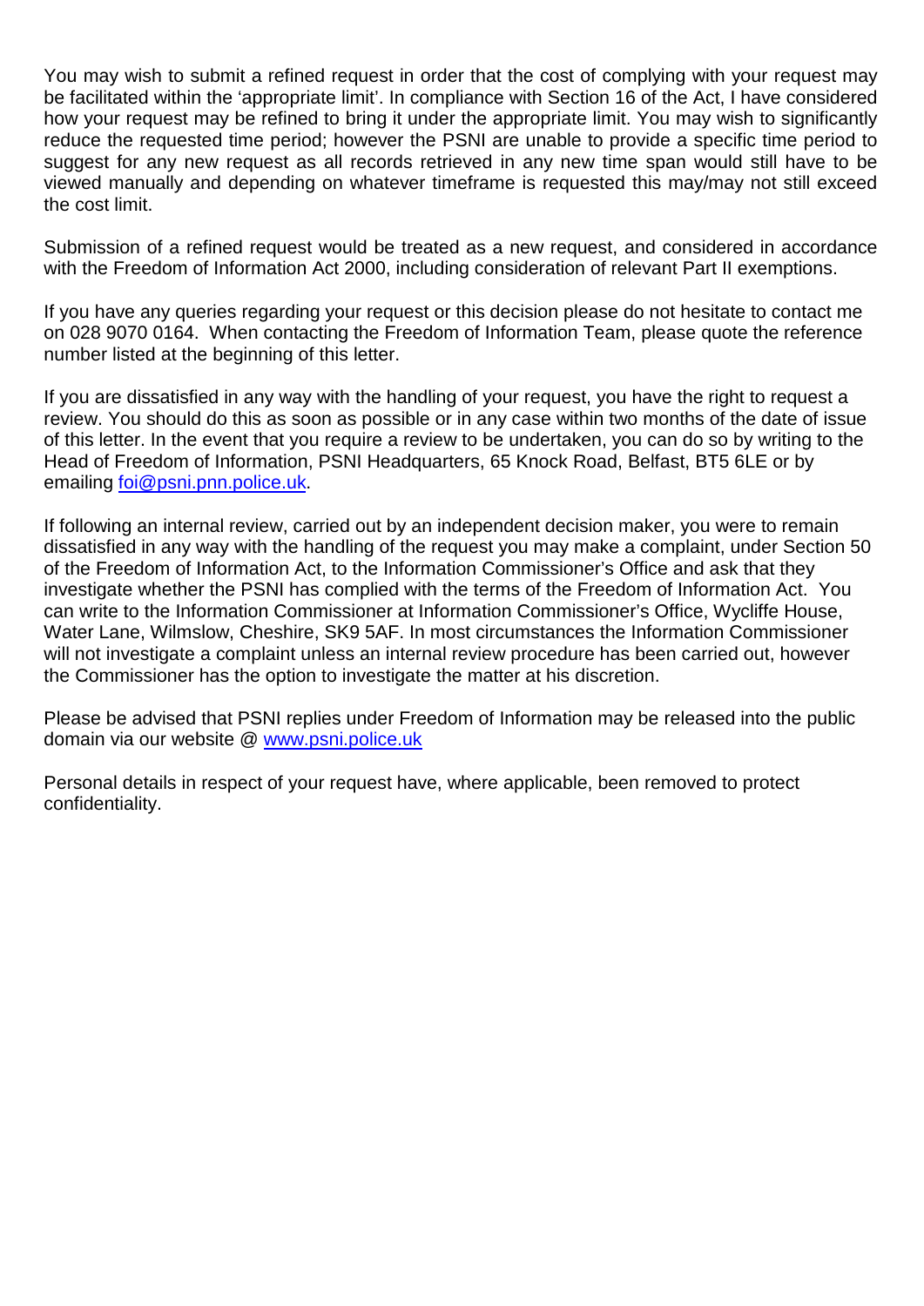You may wish to submit a refined request in order that the cost of complying with your request may be facilitated within the 'appropriate limit'. In compliance with Section 16 of the Act, I have considered how your request may be refined to bring it under the appropriate limit. You may wish to significantly reduce the requested time period; however the PSNI are unable to provide a specific time period to suggest for any new request as all records retrieved in any new time span would still have to be viewed manually and depending on whatever timeframe is requested this may/may not still exceed the cost limit.

Submission of a refined request would be treated as a new request, and considered in accordance with the Freedom of Information Act 2000, including consideration of relevant Part II exemptions.

If you have any queries regarding your request or this decision please do not hesitate to contact me on 028 9070 0164. When contacting the Freedom of Information Team, please quote the reference number listed at the beginning of this letter.

If you are dissatisfied in any way with the handling of your request, you have the right to request a review. You should do this as soon as possible or in any case within two months of the date of issue of this letter. In the event that you require a review to be undertaken, you can do so by writing to the Head of Freedom of Information, PSNI Headquarters, 65 Knock Road, Belfast, BT5 6LE or by emailing foi@psni.pnn.police.uk.

If following an internal review, carried out by an independent decision maker, you were to remain dissatisfied in any way with the handling of the request you may make a complaint, under Section 50 of the Freedom of Information Act, to the Information Commissioner's Office and ask that they investigate whether the PSNI has complied with the terms of the Freedom of Information Act. You can write to the Information Commissioner at Information Commissioner's Office, Wycliffe House, Water Lane, Wilmslow, Cheshire, SK9 5AF. In most circumstances the Information Commissioner will not investigate a complaint unless an internal review procedure has been carried out, however the Commissioner has the option to investigate the matter at his discretion.

Please be advised that PSNI replies under Freedom of Information may be released into the public domain via our website @ www.psni.police.uk

Personal details in respect of your request have, where applicable, been removed to protect confidentiality.